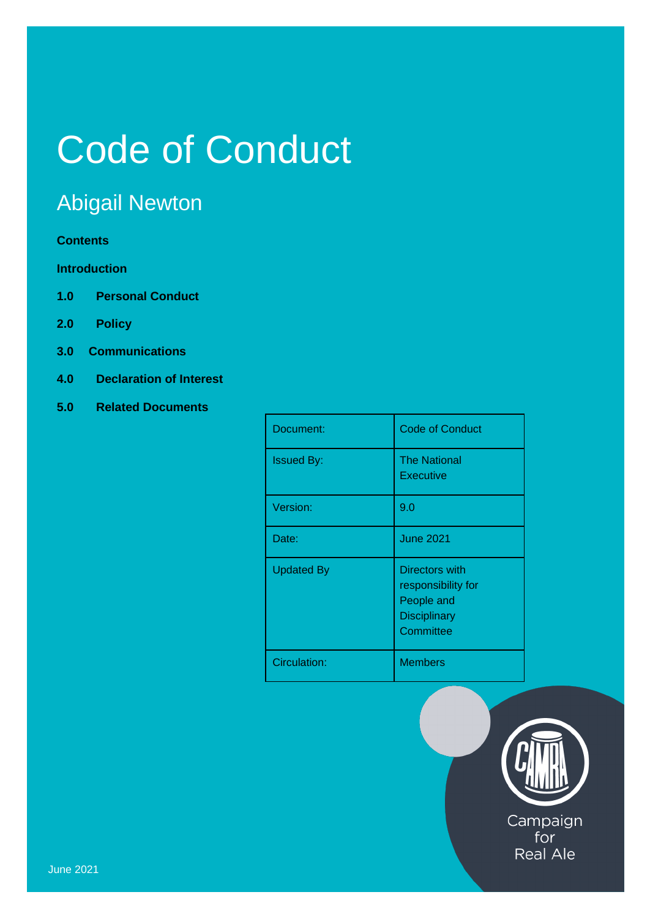# Code of Conduct

## Abigail Newton

**Contents**

**Introduction**

**1.0 Personal Conduct**

**2.0 Policy**

**3.0 Communications**

**4.0 Declaration of Interest**

**5.0 Related Documents**

| Document: | Code of Conduct |
|---|---|
| Issued By: | The National Executive |
| Version: | 9.0 |
| Date: | June 2021 |
| Updated By | Directors with responsibility for People and Disciplinary Committee |
| Circulation: | Members |

Campaign for Real Ale

June 2021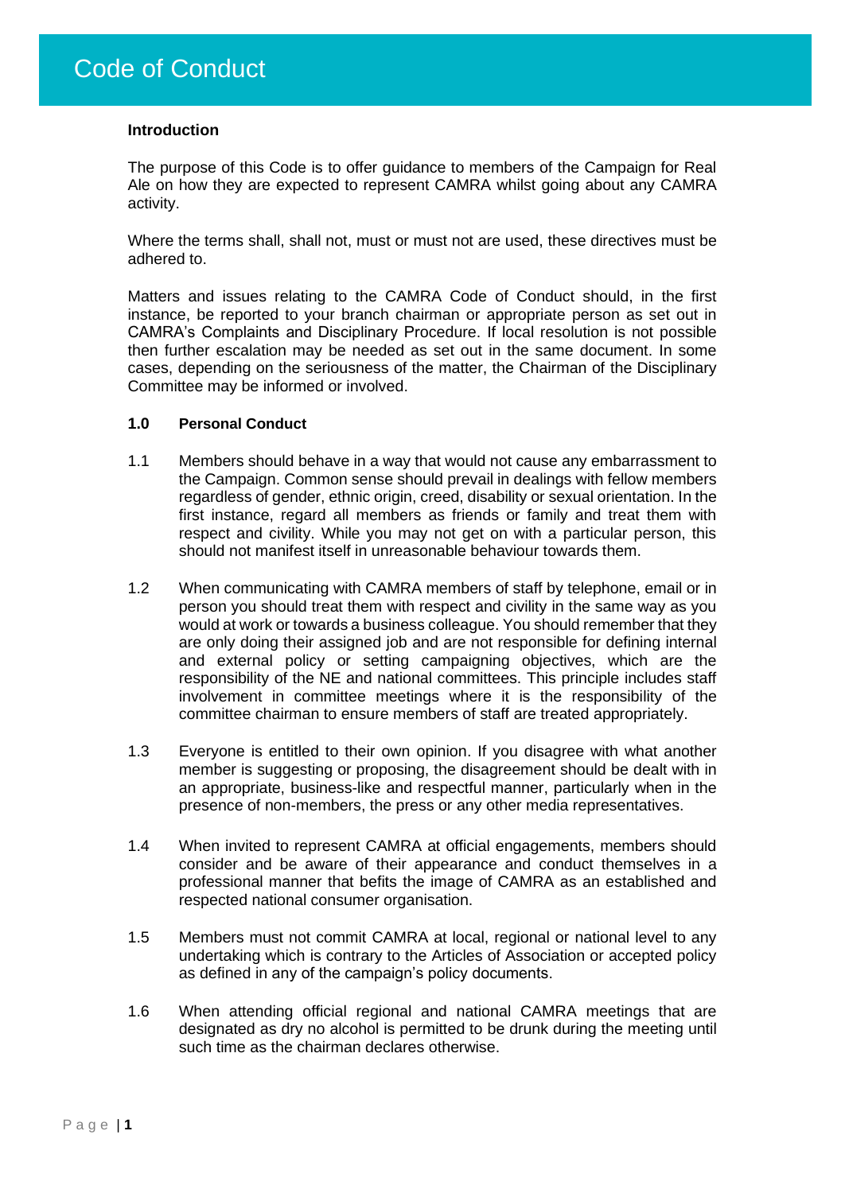# Code of Conduct

**Introduction**

The purpose of this Code is to offer guidance to members of the Campaign for Real Ale on how they are expected to represent CAMRA whilst going about any CAMRA activity.

Where the terms shall, shall not, must or must not are used, these directives must be adhered to.

Matters and issues relating to the CAMRA Code of Conduct should, in the first instance, be reported to your branch chairman or appropriate person as set out in CAMRA's Complaints and Disciplinary Procedure. If local resolution is not possible then further escalation may be needed as set out in the same document. In some cases, depending on the seriousness of the matter, the Chairman of the Disciplinary Committee may be informed or involved.

**1.0 Personal Conduct**

1.1 Members should behave in a way that would not cause any embarrassment to the Campaign. Common sense should prevail in dealings with fellow members regardless of gender, ethnic origin, creed, disability or sexual orientation. In the first instance, regard all members as friends or family and treat them with respect and civility. While you may not get on with a particular person, this should not manifest itself in unreasonable behaviour towards them.

1.2 When communicating with CAMRA members of staff by telephone, email or in person you should treat them with respect and civility in the same way as you would at work or towards a business colleague. You should remember that they are only doing their assigned job and are not responsible for defining internal and external policy or setting campaigning objectives, which are the responsibility of the NE and national committees. This principle includes staff involvement in committee meetings where it is the responsibility of the committee chairman to ensure members of staff are treated appropriately.

1.3 Everyone is entitled to their own opinion. If you disagree with what another member is suggesting or proposing, the disagreement should be dealt with in an appropriate, business-like and respectful manner, particularly when in the presence of non-members, the press or any other media representatives.

1.4 When invited to represent CAMRA at official engagements, members should consider and be aware of their appearance and conduct themselves in a professional manner that befits the image of CAMRA as an established and respected national consumer organisation.

1.5 Members must not commit CAMRA at local, regional or national level to any undertaking which is contrary to the Articles of Association or accepted policy as defined in any of the campaign's policy documents.

1.6 When attending official regional and national CAMRA meetings that are designated as dry no alcohol is permitted to be drunk during the meeting until such time as the chairman declares otherwise.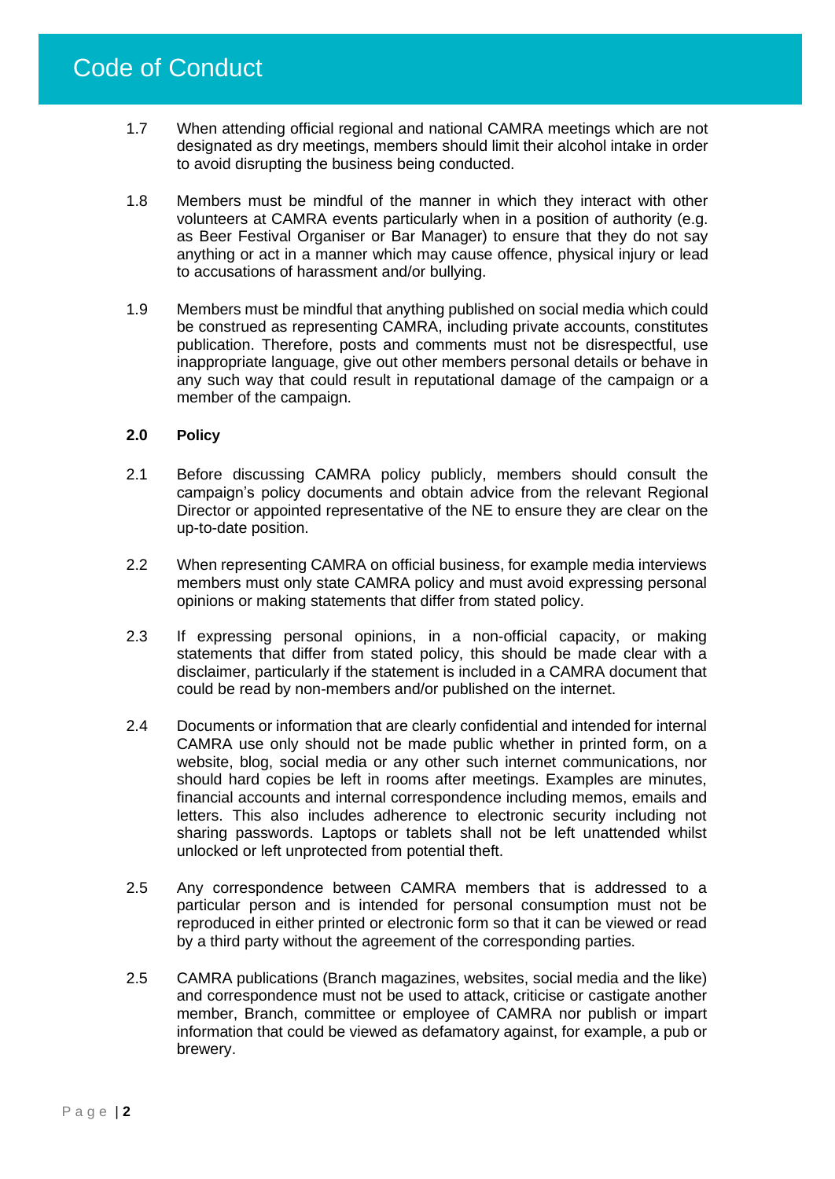1.7 When attending official regional and national CAMRA meetings which are not designated as dry meetings, members should limit their alcohol intake in order to avoid disrupting the business being conducted.

1.8 Members must be mindful of the manner in which they interact with other volunteers at CAMRA events particularly when in a position of authority (e.g. as Beer Festival Organiser or Bar Manager) to ensure that they do not say anything or act in a manner which may cause offence, physical injury or lead to accusations of harassment and/or bullying.

1.9 Members must be mindful that anything published on social media which could be construed as representing CAMRA, including private accounts, constitutes publication. Therefore, posts and comments must not be disrespectful, use inappropriate language, give out other members personal details or behave in any such way that could result in reputational damage of the campaign or a member of the campaign.

**2.0 Policy**

2.1 Before discussing CAMRA policy publicly, members should consult the campaign's policy documents and obtain advice from the relevant Regional Director or appointed representative of the NE to ensure they are clear on the up-to-date position.

2.2 When representing CAMRA on official business, for example media interviews members must only state CAMRA policy and must avoid expressing personal opinions or making statements that differ from stated policy.

2.3 If expressing personal opinions, in a non-official capacity, or making statements that differ from stated policy, this should be made clear with a disclaimer, particularly if the statement is included in a CAMRA document that could be read by non-members and/or published on the internet.

2.4 Documents or information that are clearly confidential and intended for internal CAMRA use only should not be made public whether in printed form, on a website, blog, social media or any other such internet communications, nor should hard copies be left in rooms after meetings. Examples are minutes, financial accounts and internal correspondence including memos, emails and letters. This also includes adherence to electronic security including not sharing passwords. Laptops or tablets shall not be left unattended whilst unlocked or left unprotected from potential theft.

2.5 Any correspondence between CAMRA members that is addressed to a particular person and is intended for personal consumption must not be reproduced in either printed or electronic form so that it can be viewed or read by a third party without the agreement of the corresponding parties.

2.5 CAMRA publications (Branch magazines, websites, social media and the like) and correspondence must not be used to attack, criticise or castigate another member, Branch, committee or employee of CAMRA nor publish or impart information that could be viewed as defamatory against, for example, a pub or brewery.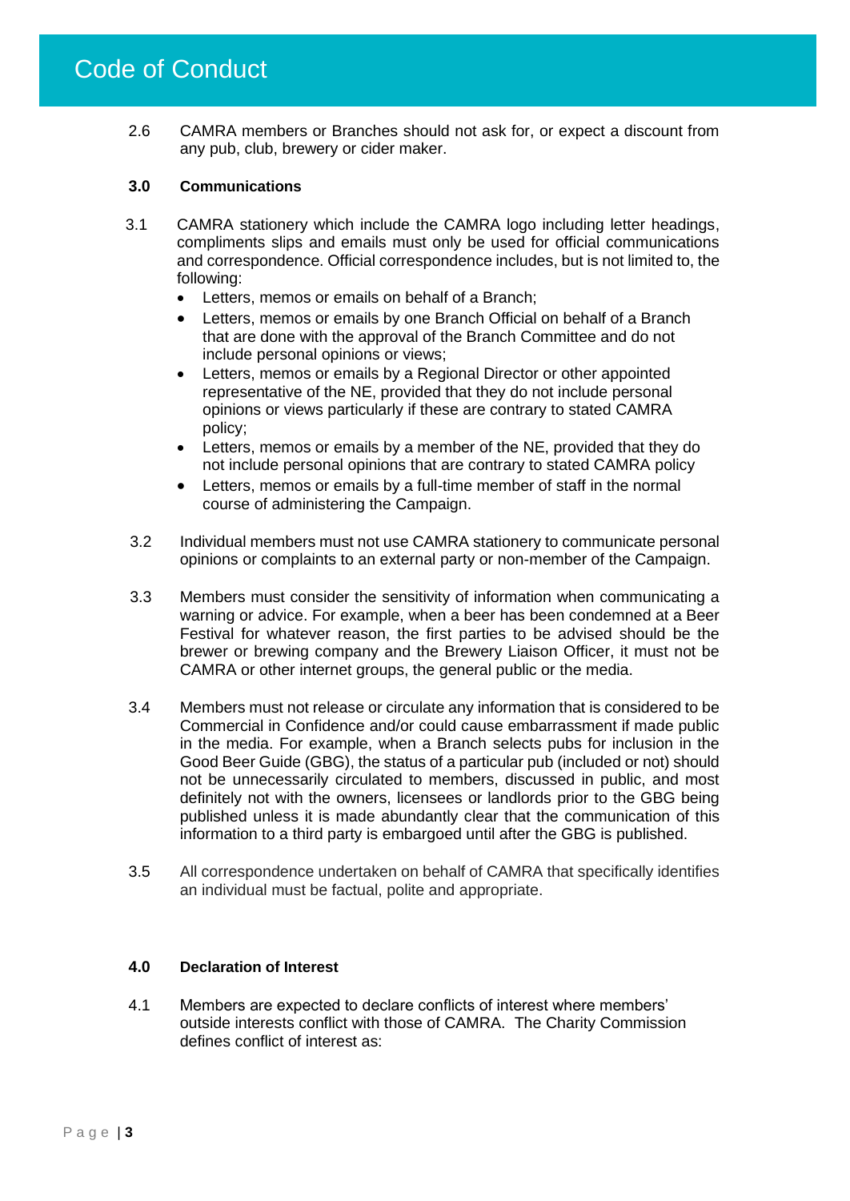2.6 CAMRA members or Branches should not ask for, or expect a discount from any pub, club, brewery or cider maker.

## 3.0 Communications

3.1 CAMRA stationery which include the CAMRA logo including letter headings, compliments slips and emails must only be used for official communications and correspondence. Official correspondence includes, but is not limited to, the following:

- Letters, memos or emails on behalf of a Branch;
- Letters, memos or emails by one Branch Official on behalf of a Branch that are done with the approval of the Branch Committee and do not include personal opinions or views;
- Letters, memos or emails by a Regional Director or other appointed representative of the NE, provided that they do not include personal opinions or views particularly if these are contrary to stated CAMRA policy;
- Letters, memos or emails by a member of the NE, provided that they do not include personal opinions that are contrary to stated CAMRA policy
- Letters, memos or emails by a full-time member of staff in the normal course of administering the Campaign.

3.2 Individual members must not use CAMRA stationery to communicate personal opinions or complaints to an external party or non-member of the Campaign.

3.3 Members must consider the sensitivity of information when communicating a warning or advice. For example, when a beer has been condemned at a Beer Festival for whatever reason, the first parties to be advised should be the brewer or brewing company and the Brewery Liaison Officer, it must not be CAMRA or other internet groups, the general public or the media.

3.4 Members must not release or circulate any information that is considered to be Commercial in Confidence and/or could cause embarrassment if made public in the media. For example, when a Branch selects pubs for inclusion in the Good Beer Guide (GBG), the status of a particular pub (included or not) should not be unnecessarily circulated to members, discussed in public, and most definitely not with the owners, licensees or landlords prior to the GBG being published unless it is made abundantly clear that the communication of this information to a third party is embargoed until after the GBG is published.

3.5 All correspondence undertaken on behalf of CAMRA that specifically identifies an individual must be factual, polite and appropriate.

## 4.0 Declaration of Interest

4.1 Members are expected to declare conflicts of interest where members' outside interests conflict with those of CAMRA. The Charity Commission defines conflict of interest as: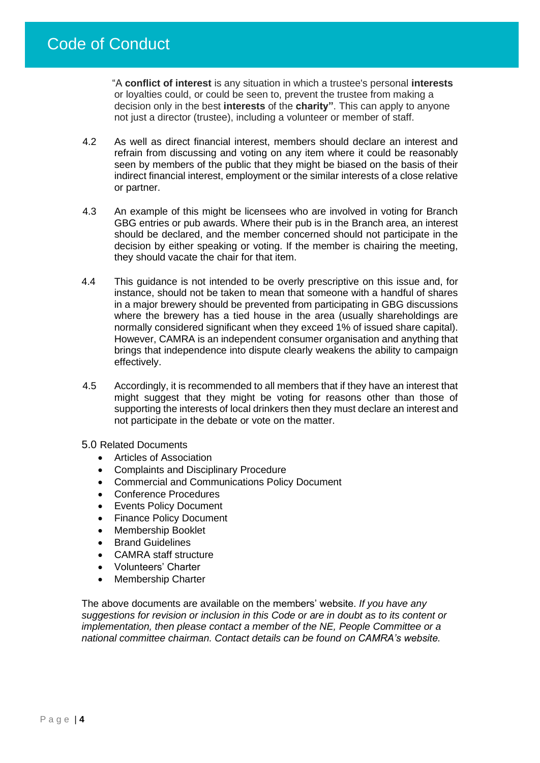"A **conflict of interest** is any situation in which a trustee's personal **interests** or loyalties could, or could be seen to, prevent the trustee from making a decision only in the best **interests** of the **charity"**. This can apply to anyone not just a director (trustee), including a volunteer or member of staff.

4.2 As well as direct financial interest, members should declare an interest and refrain from discussing and voting on any item where it could be reasonably seen by members of the public that they might be biased on the basis of their indirect financial interest, employment or the similar interests of a close relative or partner.

4.3 An example of this might be licensees who are involved in voting for Branch GBG entries or pub awards. Where their pub is in the Branch area, an interest should be declared, and the member concerned should not participate in the decision by either speaking or voting. If the member is chairing the meeting, they should vacate the chair for that item.

4.4 This guidance is not intended to be overly prescriptive on this issue and, for instance, should not be taken to mean that someone with a handful of shares in a major brewery should be prevented from participating in GBG discussions where the brewery has a tied house in the area (usually shareholdings are normally considered significant when they exceed 1% of issued share capital). However, CAMRA is an independent consumer organisation and anything that brings that independence into dispute clearly weakens the ability to campaign effectively.

4.5 Accordingly, it is recommended to all members that if they have an interest that might suggest that they might be voting for reasons other than those of supporting the interests of local drinkers then they must declare an interest and not participate in the debate or vote on the matter.

## 5.0 Related Documents

- Articles of Association
- Complaints and Disciplinary Procedure
- Commercial and Communications Policy Document
- Conference Procedures
- Events Policy Document
- Finance Policy Document
- Membership Booklet
- Brand Guidelines
- CAMRA staff structure
- Volunteers' Charter
- Membership Charter

The above documents are available on the members' website. *If you have any suggestions for revision or inclusion in this Code or are in doubt as to its content or implementation, then please contact a member of the NE, People Committee or a national committee chairman. Contact details can be found on CAMRA's website.*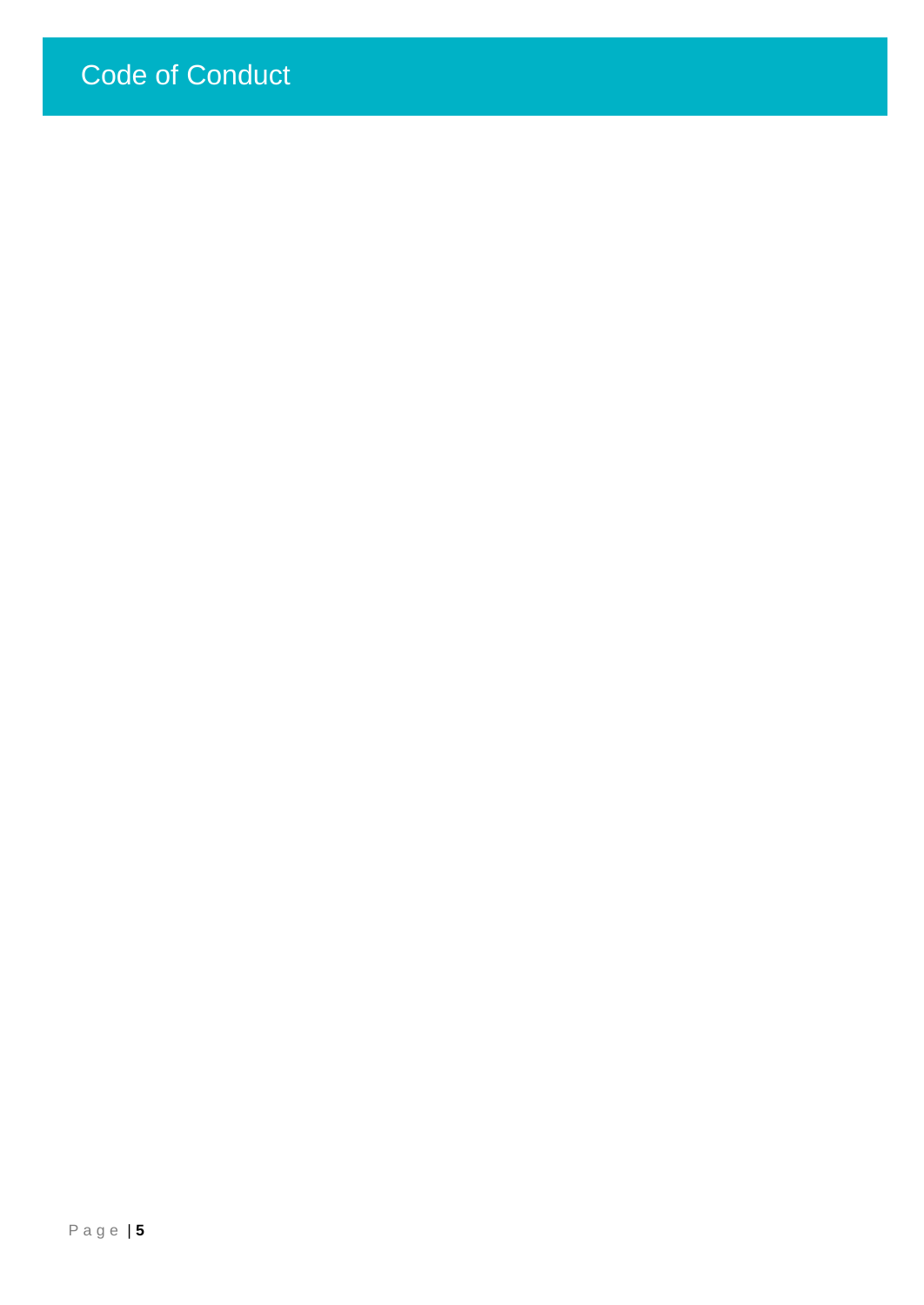# Code of Conduct